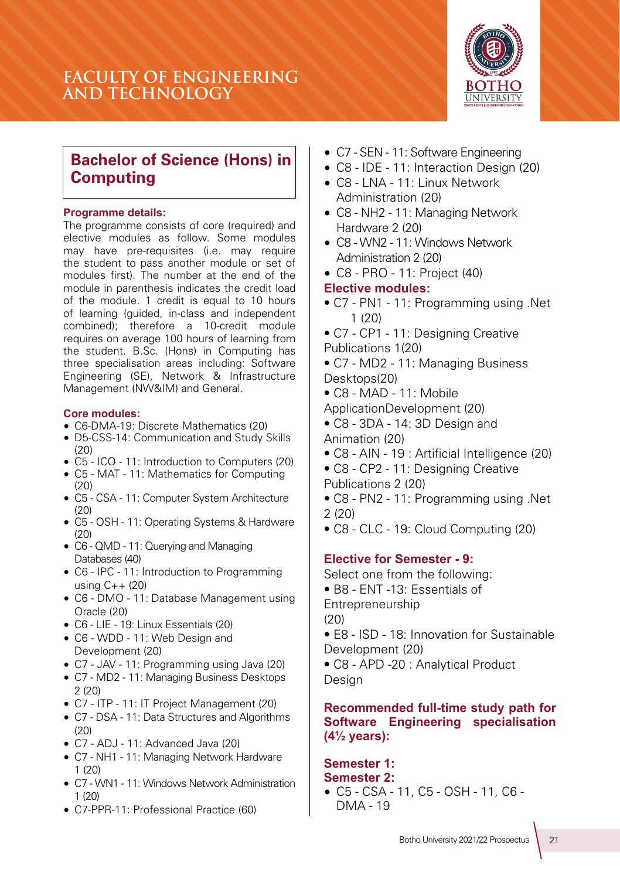# FACULTY OF ENGINEERING AND TECHNOLOGY

## Bachelor of Science (Hons) in Computing

### Programme details:

The programme consists of core (required) and elective modules as follow. Some modules may have pre-requisites (i.e. may require the student to pass another module or set of modules first). The number at the end of the module in parenthesis indicates the credit load of the module. 1 credit is equal to 10 hours of learning (guided, in-class and independent combined); therefore a 10-credit module requires on average 100 hours of learning from the student. B.Sc. (Hons) in Computing has three specialisation areas including: Software Engineering (SE), Network & Infrastructure Management (NW&IM) and General.

### Core modules:

- C6-DMA-19: Discrete Mathematics (20)
- D5-CSS-14: Communication and Study Skills (20)
- C5 - ICO - 11: Introduction to Computers (20)
- C5 - MAT - 11: Mathematics for Computing (20)
- C5 - CSA - 11: Computer System Architecture (20)
- C5 - OSH - 11: Operating Systems & Hardware (20)
- C6 - QMD - 11: Querying and Managing Databases (40)
- C6 - IPC - 11: Introduction to Programming using C++ (20)
- C6 - DMO - 11: Database Management using Oracle (20)
- C6 - LIE - 19: Linux Essentials (20)
- C6 - WDD - 11: Web Design and Development (20)
- C7 - JAV - 11: Programming using Java (20)
- C7 - MD2 - 11: Managing Business Desktops 2 (20)
- C7 - ITP - 11: IT Project Management (20)
- C7 - DSA - 11: Data Structures and Algorithms (20)
- C7 - ADJ - 11: Advanced Java (20)
- C7 - NH1 - 11: Managing Network Hardware 1 (20)
- C7 - WN1 - 11: Windows Network Administration 1 (20)
- C7-PPR-11: Professional Practice (60)
- C7 - SEN - 11: Software Engineering
- C8 - IDE - 11: Interaction Design (20)
- C8 - LNA - 11: Linux Network Administration (20)
- C8 - NH2 - 11: Managing Network Hardware 2 (20)
- C8 - WN2 - 11: Windows Network Administration 2 (20)
- C8 - PRO - 11: Project (40)

### Elective modules:

- C7 - PN1 - 11: Programming using .Net 1 (20)
- C7 - CP1 - 11: Designing Creative Publications 1(20)
- C7 - MD2 - 11: Managing Business Desktops(20)
- C8 - MAD - 11: Mobile ApplicationDevelopment (20)
- C8 - 3DA - 14: 3D Design and Animation (20)
- C8 - AIN - 19 : Artificial Intelligence (20)
- C8 - CP2 - 11: Designing Creative Publications 2 (20)
- C8 - PN2 - 11: Programming using .Net 2 (20)
- C8 - CLC - 19: Cloud Computing (20)

### Elective for Semester - 9:

Select one from the following:

- B8 - ENT -13: Essentials of Entrepreneurship (20)
- E8 - ISD - 18: Innovation for Sustainable Development (20)
- C8 - APD -20 : Analytical Product Design

### Recommended full-time study path for Software Engineering specialisation (4½ years):

**Semester 1:**

**Semester 2:**

- C5 - CSA - 11, C5 - OSH - 11, C6 - DMA - 19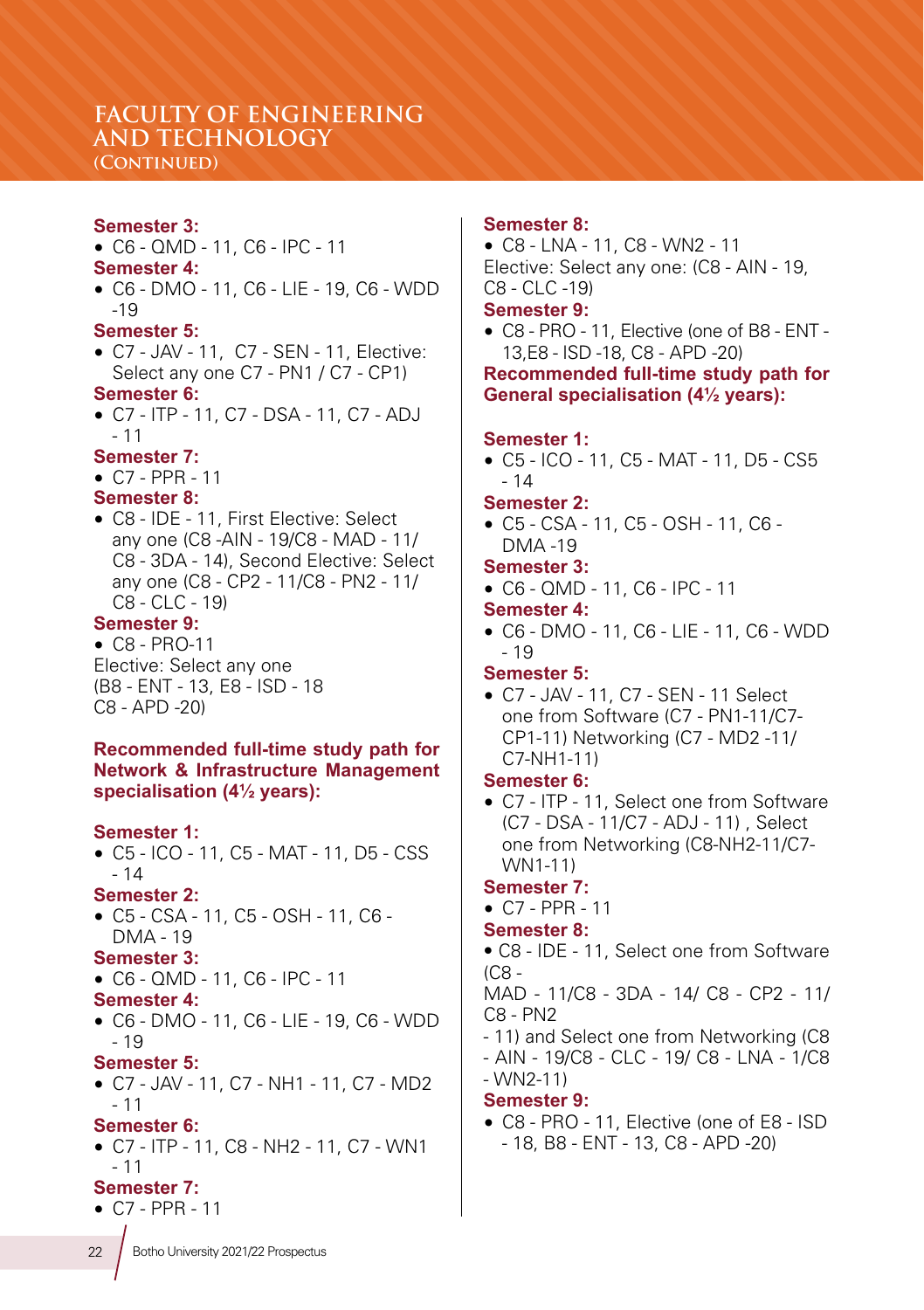# FACULTY OF ENGINEERING AND TECHNOLOGY (CONTINUED)

**Semester 3:**
- C6 - QMD - 11, C6 - IPC - 11

**Semester 4:**
- C6 - DMO - 11, C6 - LIE - 19, C6 - WDD -19

**Semester 5:**
- C7 - JAV - 11, C7 - SEN - 11, Elective: Select any one C7 - PN1 / C7 - CP1)

**Semester 6:**
- C7 - ITP - 11, C7 - DSA - 11, C7 - ADJ - 11

**Semester 7:**
- C7 - PPR - 11

**Semester 8:**
- C8 - IDE - 11, First Elective: Select any one (C8 -AIN - 19/C8 - MAD - 11/ C8 - 3DA - 14), Second Elective: Select any one (C8 - CP2 - 11/C8 - PN2 - 11/ C8 - CLC - 19)

**Semester 9:**
- C8 - PRO-11

Elective: Select any one
(B8 - ENT - 13, E8 - ISD - 18
C8 - APD -20)

## Recommended full-time study path for Network & Infrastructure Management specialisation (4½ years):

**Semester 1:**
- C5 - ICO - 11, C5 - MAT - 11, D5 - CSS - 14

**Semester 2:**
- C5 - CSA - 11, C5 - OSH - 11, C6 - DMA - 19

**Semester 3:**
- C6 - QMD - 11, C6 - IPC - 11

**Semester 4:**
- C6 - DMO - 11, C6 - LIE - 19, C6 - WDD - 19

**Semester 5:**
- C7 - JAV - 11, C7 - NH1 - 11, C7 - MD2 - 11

**Semester 6:**
- C7 - ITP - 11, C8 - NH2 - 11, C7 - WN1 - 11

**Semester 7:**
- C7 - PPR - 11

**Semester 8:**
- C8 - LNA - 11, C8 - WN2 - 11

Elective: Select any one: (C8 - AIN - 19, C8 - CLC -19)

**Semester 9:**
- C8 - PRO - 11, Elective (one of B8 - ENT - 13,E8 - ISD -18, C8 - APD -20)

## Recommended full-time study path for General specialisation (4½ years):

**Semester 1:**
- C5 - ICO - 11, C5 - MAT - 11, D5 - CS5 - 14

**Semester 2:**
- C5 - CSA - 11, C5 - OSH - 11, C6 - DMA -19

**Semester 3:**
- C6 - QMD - 11, C6 - IPC - 11

**Semester 4:**
- C6 - DMO - 11, C6 - LIE - 11, C6 - WDD - 19

**Semester 5:**
- C7 - JAV - 11, C7 - SEN - 11 Select one from Software (C7 - PN1-11/C7-CP1-11) Networking (C7 - MD2 -11/ C7-NH1-11)

**Semester 6:**
- C7 - ITP - 11, Select one from Software (C7 - DSA - 11/C7 - ADJ - 11) , Select one from Networking (C8-NH2-11/C7-WN1-11)

**Semester 7:**
- C7 - PPR - 11

**Semester 8:**
- C8 - IDE - 11, Select one from Software (C8 - MAD - 11/C8 - 3DA - 14/ C8 - CP2 - 11/ C8 - PN2 - 11) and Select one from Networking (C8 - AIN - 19/C8 - CLC - 19/ C8 - LNA - 1/C8 - WN2-11)

**Semester 9:**
- C8 - PRO - 11, Elective (one of E8 - ISD - 18, B8 - ENT - 13, C8 - APD -20)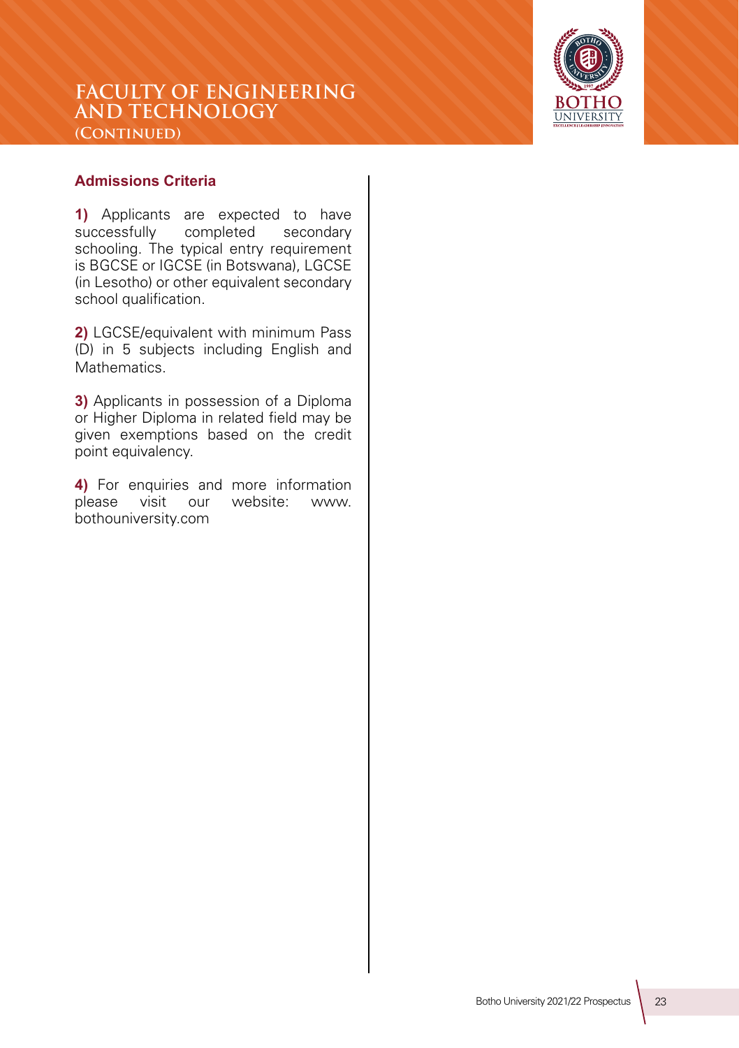# FACULTY OF ENGINEERING AND TECHNOLOGY (CONTINUED)

### Admissions Criteria

**1)** Applicants are expected to have successfully completed secondary schooling. The typical entry requirement is BGCSE or IGCSE (in Botswana), LGCSE (in Lesotho) or other equivalent secondary school qualification.

**2)** LGCSE/equivalent with minimum Pass (D) in 5 subjects including English and Mathematics.

**3)** Applicants in possession of a Diploma or Higher Diploma in related field may be given exemptions based on the credit point equivalency.

**4)** For enquiries and more information please visit our website: www.bothouniversity.com